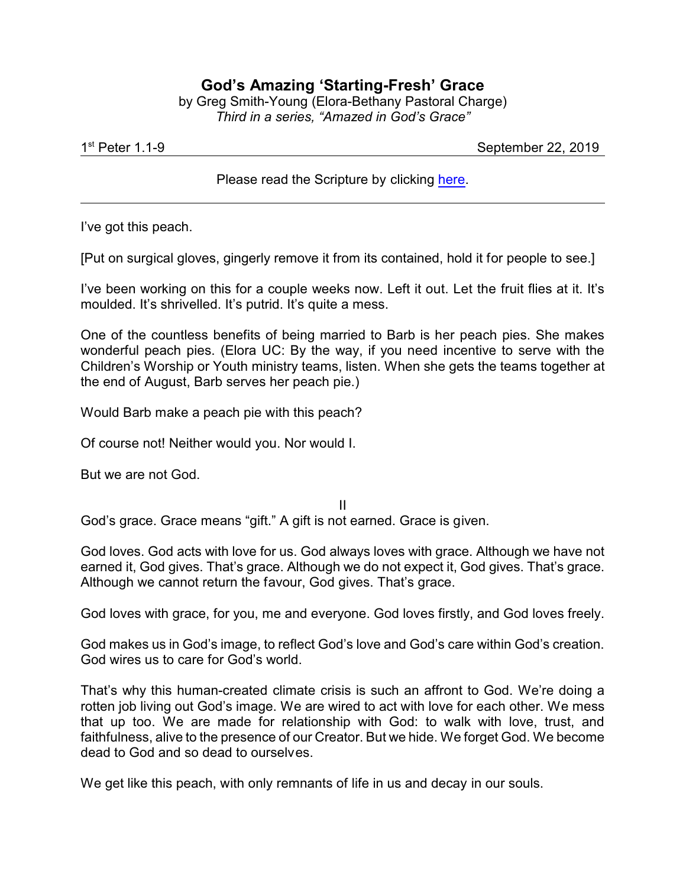# God's Amazing 'Starting-Fresh' Grace

by Greg Smith-Young (Elora-Bethany Pastoral Charge)
*Third in a series, "Amazed in God's Grace"*

1st Peter 1.1-9 — September 22, 2019

Please read the Scripture by clicking here.

---

I've got this peach.

[Put on surgical gloves, gingerly remove it from its contained, hold it for people to see.]

I've been working on this for a couple weeks now. Left it out. Let the fruit flies at it. It's moulded. It's shrivelled. It's putrid. It's quite a mess.

One of the countless benefits of being married to Barb is her peach pies. She makes wonderful peach pies. (Elora UC: By the way, if you need incentive to serve with the Children's Worship or Youth ministry teams, listen. When she gets the teams together at the end of August, Barb serves her peach pie.)

Would Barb make a peach pie with this peach?

Of course not! Neither would you. Nor would I.

But we are not God.

II

God's grace. Grace means "gift." A gift is not earned. Grace is given.

God loves. God acts with love for us. God always loves with grace. Although we have not earned it, God gives. That's grace. Although we do not expect it, God gives. That's grace. Although we cannot return the favour, God gives. That's grace.

God loves with grace, for you, me and everyone. God loves firstly, and God loves freely.

God makes us in God's image, to reflect God's love and God's care within God's creation. God wires us to care for God's world.

That's why this human-created climate crisis is such an affront to God. We're doing a rotten job living out God's image. We are wired to act with love for each other. We mess that up too. We are made for relationship with God: to walk with love, trust, and faithfulness, alive to the presence of our Creator. But we hide. We forget God. We become dead to God and so dead to ourselves.

We get like this peach, with only remnants of life in us and decay in our souls.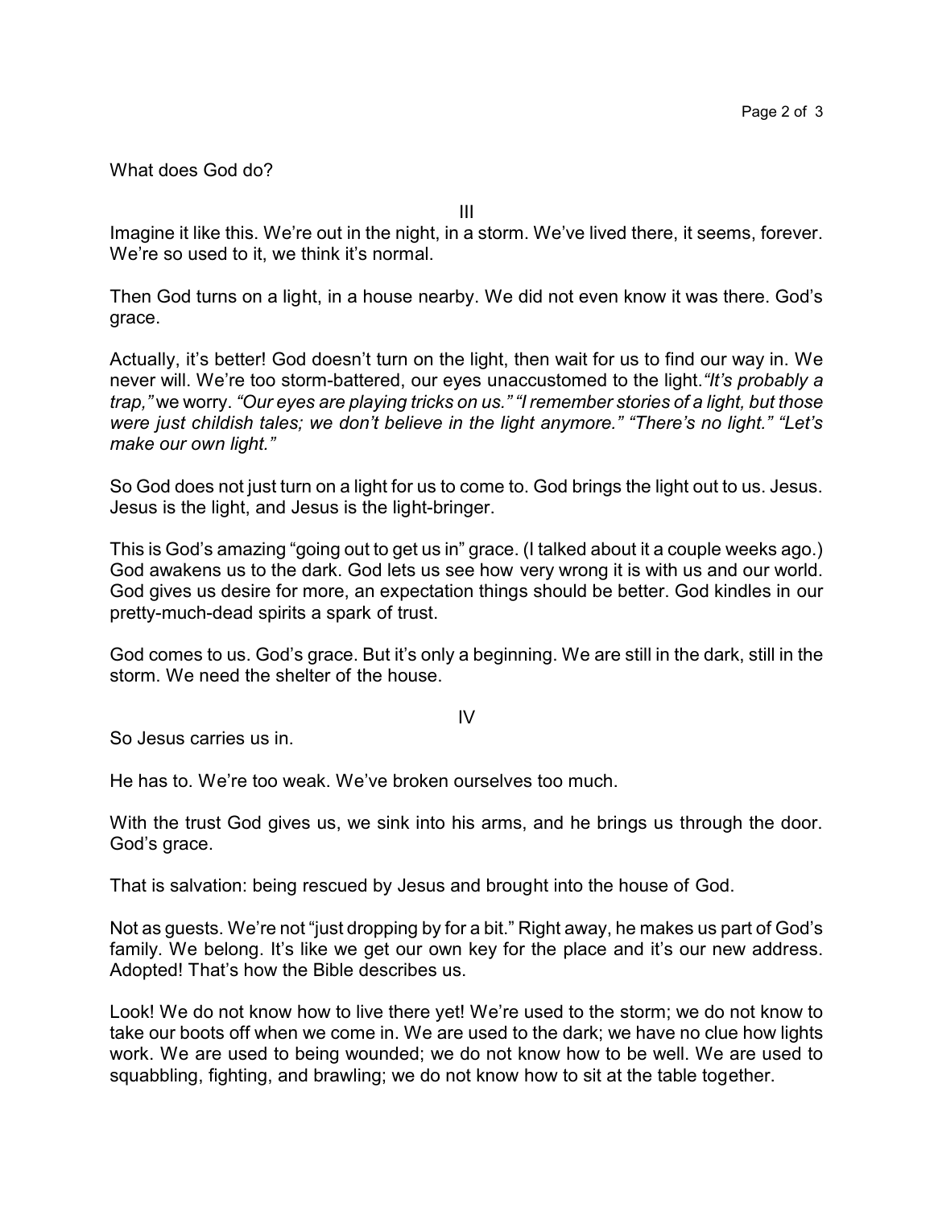What does God do?

III

Imagine it like this. We're out in the night, in a storm. We've lived there, it seems, forever. We're so used to it, we think it's normal.

Then God turns on a light, in a house nearby. We did not even know it was there. God's grace.

Actually, it's better! God doesn't turn on the light, then wait for us to find our way in. We never will. We're too storm-battered, our eyes unaccustomed to the light. *"It's probably a trap,"* we worry. *"Our eyes are playing tricks on us." "I remember stories of a light, but those were just childish tales; we don't believe in the light anymore." "There's no light." "Let's make our own light."*

So God does not just turn on a light for us to come to. God brings the light out to us. Jesus. Jesus is the light, and Jesus is the light-bringer.

This is God's amazing "going out to get us in" grace. (I talked about it a couple weeks ago.) God awakens us to the dark. God lets us see how very wrong it is with us and our world. God gives us desire for more, an expectation things should be better. God kindles in our pretty-much-dead spirits a spark of trust.

God comes to us. God's grace. But it's only a beginning. We are still in the dark, still in the storm. We need the shelter of the house.

IV

So Jesus carries us in.

He has to. We're too weak. We've broken ourselves too much.

With the trust God gives us, we sink into his arms, and he brings us through the door. God's grace.

That is salvation: being rescued by Jesus and brought into the house of God.

Not as guests. We're not "just dropping by for a bit." Right away, he makes us part of God's family. We belong. It's like we get our own key for the place and it's our new address. Adopted! That's how the Bible describes us.

Look! We do not know how to live there yet! We're used to the storm; we do not know to take our boots off when we come in. We are used to the dark; we have no clue how lights work. We are used to being wounded; we do not know how to be well. We are used to squabbling, fighting, and brawling; we do not know how to sit at the table together.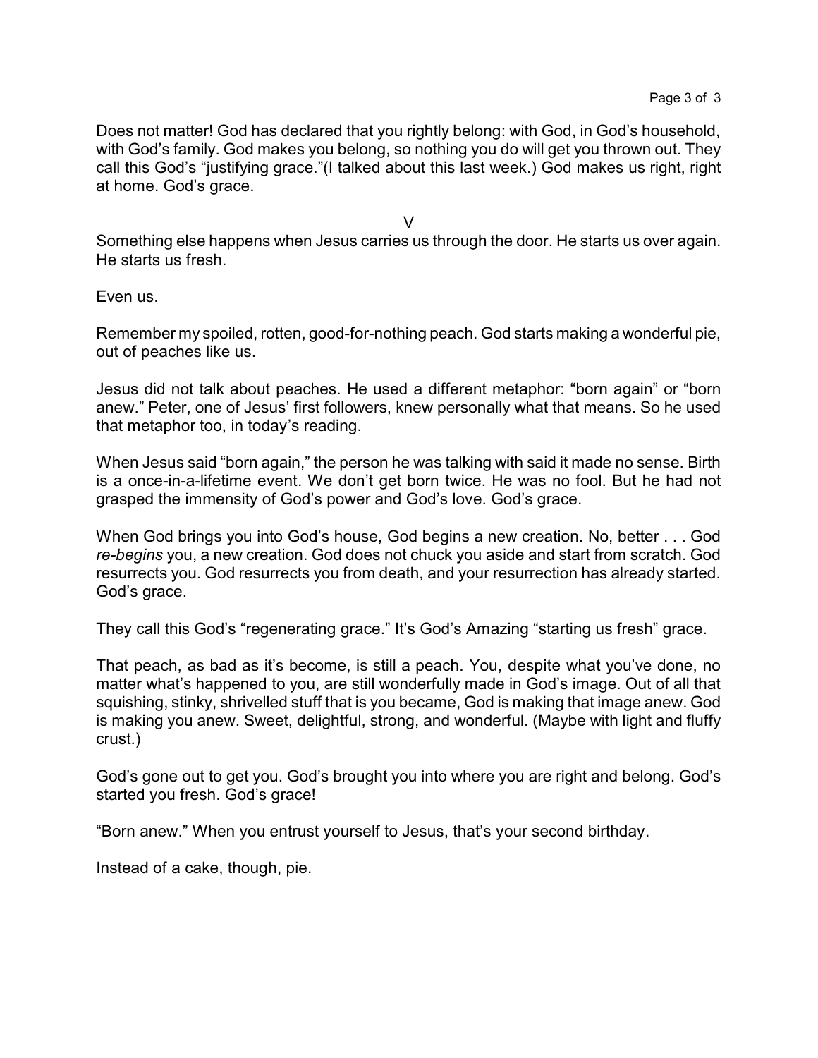Does not matter! God has declared that you rightly belong: with God, in God's household, with God's family. God makes you belong, so nothing you do will get you thrown out. They call this God's "justifying grace."(I talked about this last week.) God makes us right, right at home. God's grace.

V

Something else happens when Jesus carries us through the door. He starts us over again. He starts us fresh.

Even us.

Remember my spoiled, rotten, good-for-nothing peach. God starts making a wonderful pie, out of peaches like us.

Jesus did not talk about peaches. He used a different metaphor: "born again" or "born anew." Peter, one of Jesus' first followers, knew personally what that means. So he used that metaphor too, in today's reading.

When Jesus said "born again," the person he was talking with said it made no sense. Birth is a once-in-a-lifetime event. We don't get born twice. He was no fool. But he had not grasped the immensity of God's power and God's love. God's grace.

When God brings you into God's house, God begins a new creation. No, better . . . God *re-begins* you, a new creation. God does not chuck you aside and start from scratch. God resurrects you. God resurrects you from death, and your resurrection has already started. God's grace.

They call this God's "regenerating grace." It's God's Amazing "starting us fresh" grace.

That peach, as bad as it's become, is still a peach. You, despite what you've done, no matter what's happened to you, are still wonderfully made in God's image. Out of all that squishing, stinky, shrivelled stuff that is you became, God is making that image anew. God is making you anew. Sweet, delightful, strong, and wonderful. (Maybe with light and fluffy crust.)

God's gone out to get you. God's brought you into where you are right and belong. God's started you fresh. God's grace!

"Born anew." When you entrust yourself to Jesus, that's your second birthday.

Instead of a cake, though, pie.